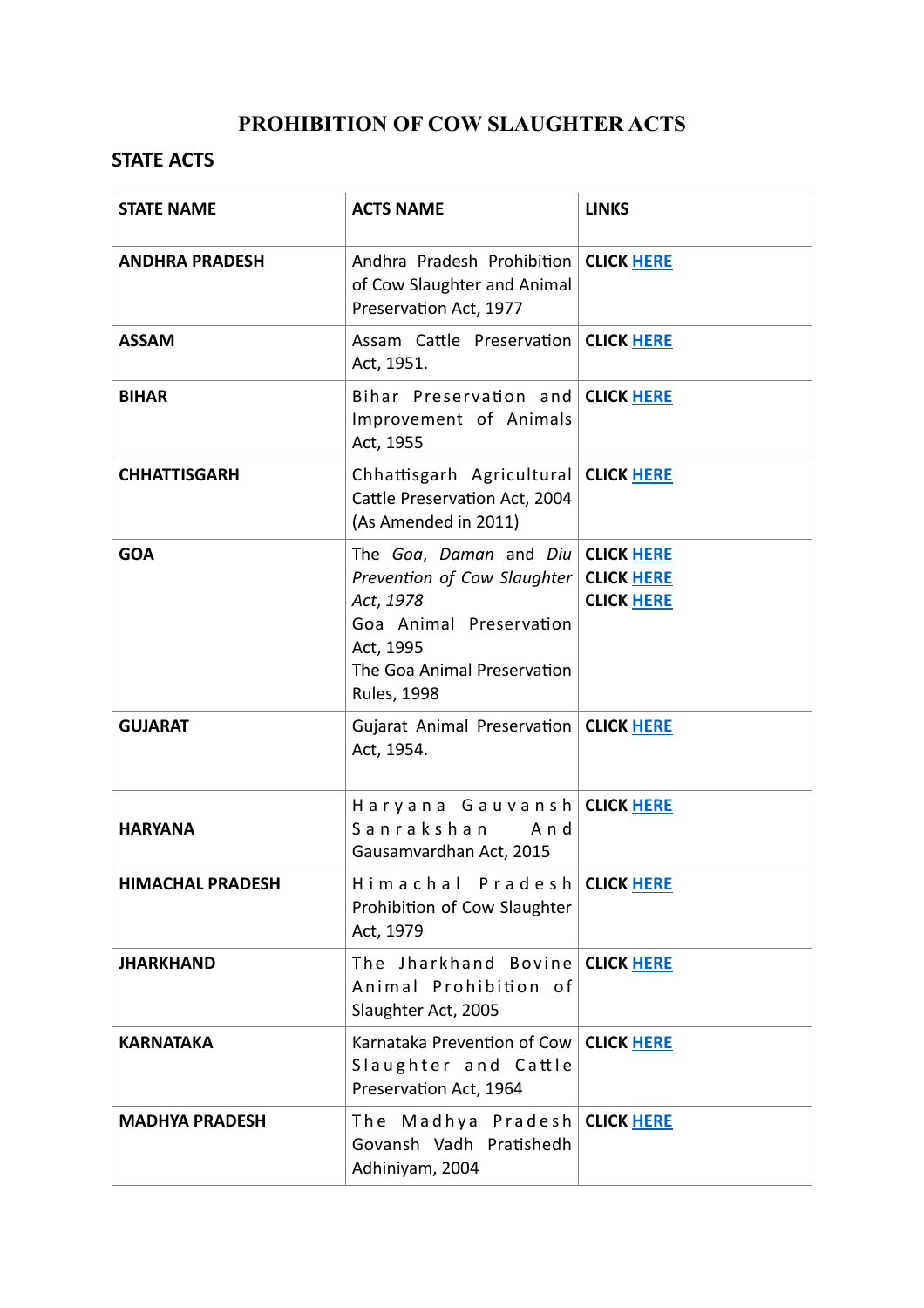# PROHIBITION OF COW SLAUGHTER ACTS

## STATE ACTS

| STATE NAME | ACTS NAME | LINKS |
|---|---|---|
| **ANDHRA PRADESH** | Andhra Pradesh Prohibition of Cow Slaughter and Animal Preservation Act, 1977 | **CLICK HERE** |
| **ASSAM** | Assam Cattle Preservation Act, 1951. | **CLICK HERE** |
| **BIHAR** | Bihar Preservation and Improvement of Animals Act, 1955 | **CLICK HERE** |
| **CHHATTISGARH** | Chhattisgarh Agricultural Cattle Preservation Act, 2004 (As Amended in 2011) | **CLICK HERE** |
| **GOA** | The *Goa*, *Daman* and *Diu Prevention of Cow Slaughter Act, 1978*<br>Goa Animal Preservation Act, 1995<br>The Goa Animal Preservation Rules, 1998 | **CLICK HERE**<br>**CLICK HERE**<br>**CLICK HERE** |
| **GUJARAT** | Gujarat Animal Preservation Act, 1954. | **CLICK HERE** |
| **HARYANA** | Haryana Gauvansh Sanrakshan And Gausamvardhan Act, 2015 | **CLICK HERE** |
| **HIMACHAL PRADESH** | Himachal Pradesh Prohibition of Cow Slaughter Act, 1979 | **CLICK HERE** |
| **JHARKHAND** | The Jharkhand Bovine Animal Prohibition of Slaughter Act, 2005 | **CLICK HERE** |
| **KARNATAKA** | Karnataka Prevention of Cow Slaughter and Cattle Preservation Act, 1964 | **CLICK HERE** |
| **MADHYA PRADESH** | The Madhya Pradesh Govansh Vadh Pratishedh Adhiniyam, 2004 | **CLICK HERE** |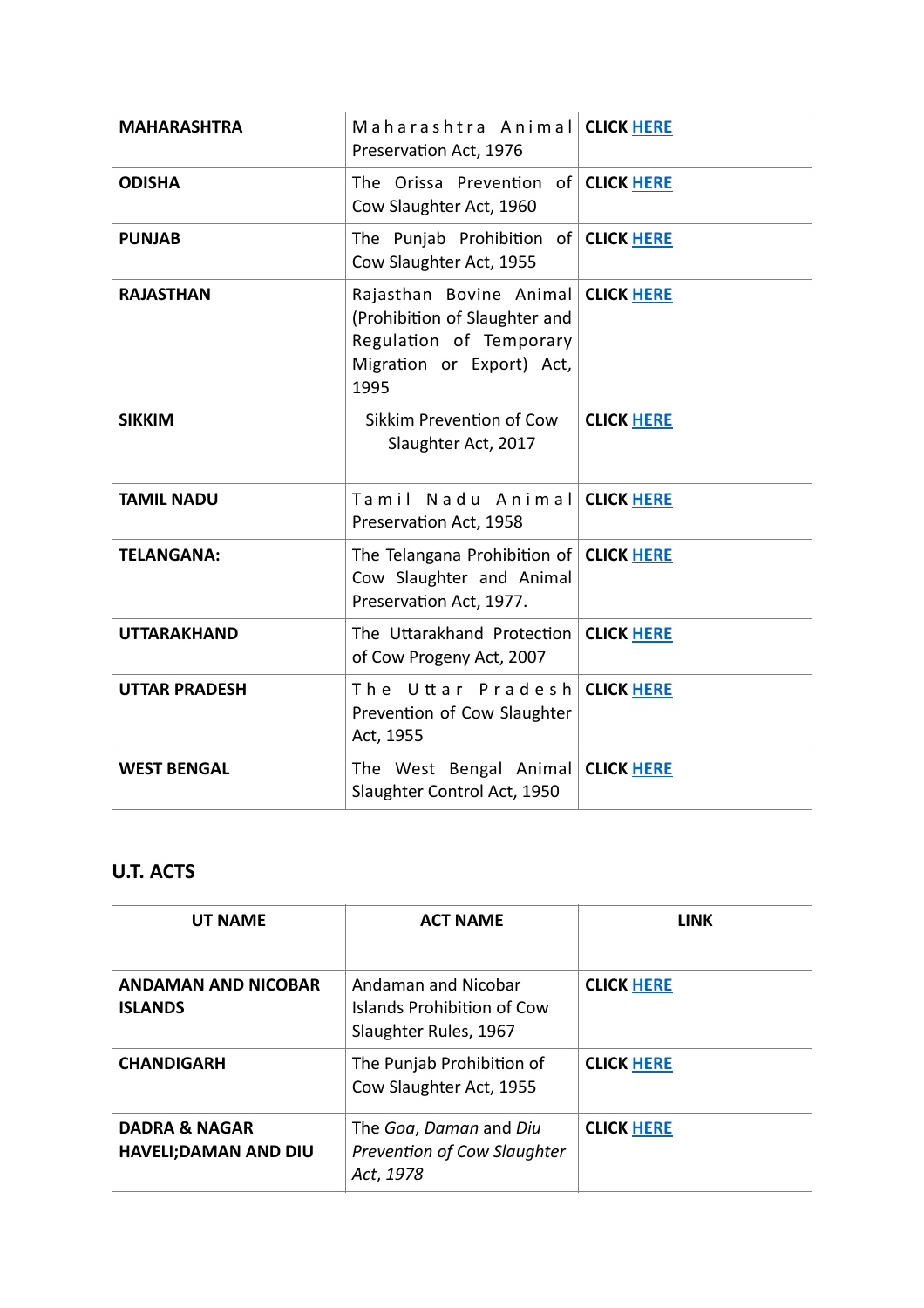| | | |
|---|---|---|
| **MAHARASHTRA** | Maharashtra Animal Preservation Act, 1976 | **CLICK HERE** |
| **ODISHA** | The Orissa Prevention of Cow Slaughter Act, 1960 | **CLICK HERE** |
| **PUNJAB** | The Punjab Prohibition of Cow Slaughter Act, 1955 | **CLICK HERE** |
| **RAJASTHAN** | Rajasthan Bovine Animal (Prohibition of Slaughter and Regulation of Temporary Migration or Export) Act, 1995 | **CLICK HERE** |
| **SIKKIM** | Sikkim Prevention of Cow Slaughter Act, 2017 | **CLICK HERE** |
| **TAMIL NADU** | Tamil Nadu Animal Preservation Act, 1958 | **CLICK HERE** |
| **TELANGANA:** | The Telangana Prohibition of Cow Slaughter and Animal Preservation Act, 1977. | **CLICK HERE** |
| **UTTARAKHAND** | The Uttarakhand Protection of Cow Progeny Act, 2007 | **CLICK HERE** |
| **UTTAR PRADESH** | The Uttar Pradesh Prevention of Cow Slaughter Act, 1955 | **CLICK HERE** |
| **WEST BENGAL** | The West Bengal Animal Slaughter Control Act, 1950 | **CLICK HERE** |

## U.T. ACTS

| UT NAME | ACT NAME | LINK |
|---|---|---|
| **ANDAMAN AND NICOBAR ISLANDS** | Andaman and Nicobar Islands Prohibition of Cow Slaughter Rules, 1967 | **CLICK HERE** |
| **CHANDIGARH** | The Punjab Prohibition of Cow Slaughter Act, 1955 | **CLICK HERE** |
| **DADRA & NAGAR HAVELI;DAMAN AND DIU** | The *Goa*, *Daman* and *Diu Prevention of Cow Slaughter Act, 1978* | **CLICK HERE** |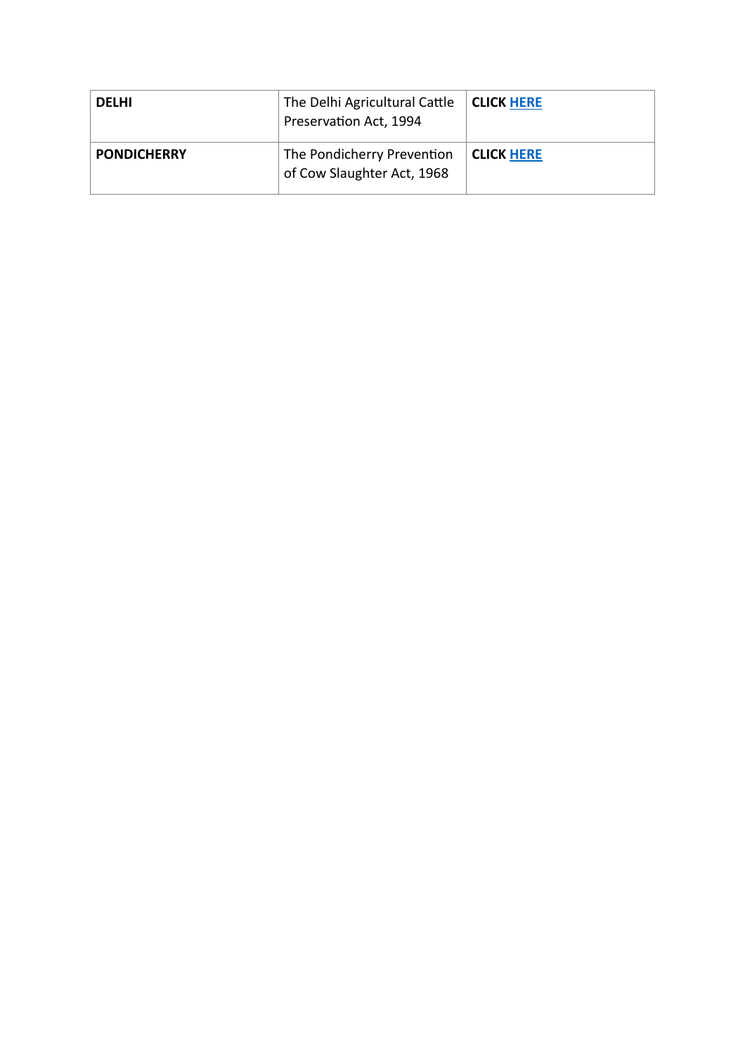| | | |
|---|---|---|
| **DELHI** | The Delhi Agricultural Cattle Preservation Act, 1994 | **CLICK HERE** |
| **PONDICHERRY** | The Pondicherry Prevention of Cow Slaughter Act, 1968 | **CLICK HERE** |